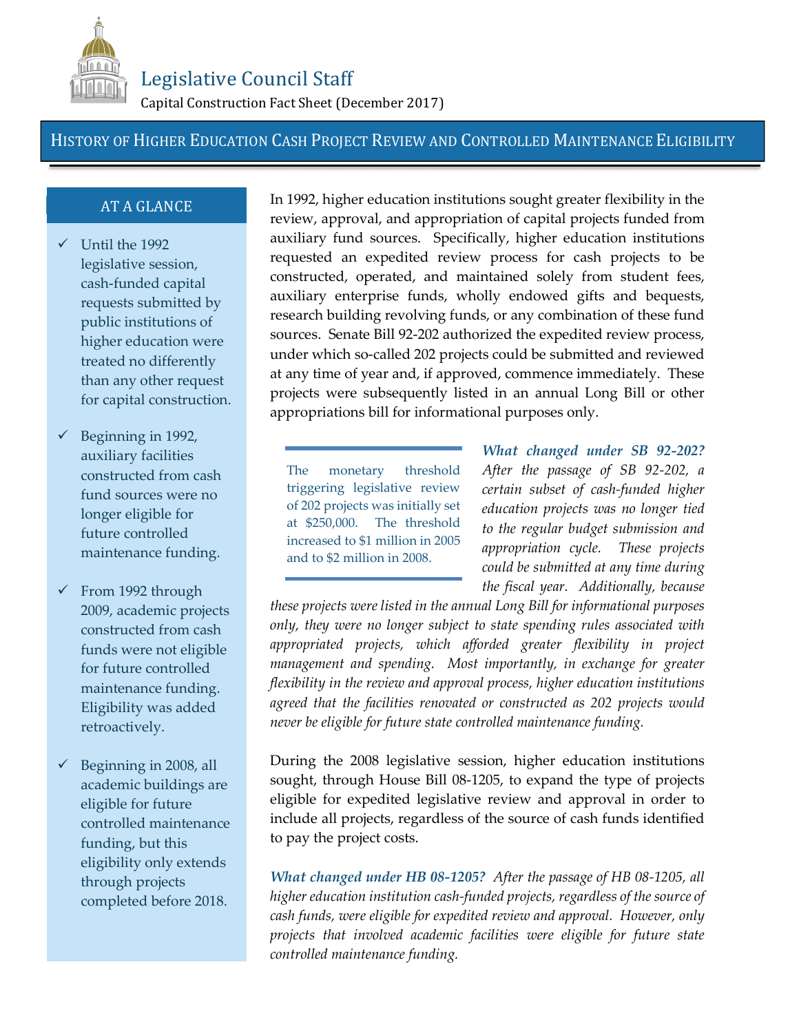# Legislative Council Staff

Capital Construction Fact Sheet (December 2017)

## History of Higher Education Cash Project Review and Controlled Maintenance Eligibility

### AT A GLANCE

- ✓ Until the 1992 legislative session, cash-funded capital requests submitted by public institutions of higher education were treated no differently than any other request for capital construction.
- ✓ Beginning in 1992, auxiliary facilities constructed from cash fund sources were no longer eligible for future controlled maintenance funding.
- ✓ From 1992 through 2009, academic projects constructed from cash funds were not eligible for future controlled maintenance funding. Eligibility was added retroactively.
- ✓ Beginning in 2008, all academic buildings are eligible for future controlled maintenance funding, but this eligibility only extends through projects completed before 2018.

In 1992, higher education institutions sought greater flexibility in the review, approval, and appropriation of capital projects funded from auxiliary fund sources. Specifically, higher education institutions requested an expedited review process for cash projects to be constructed, operated, and maintained solely from student fees, auxiliary enterprise funds, wholly endowed gifts and bequests, research building revolving funds, or any combination of these fund sources. Senate Bill 92-202 authorized the expedited review process, under which so-called 202 projects could be submitted and reviewed at any time of year and, if approved, commence immediately. These projects were subsequently listed in an annual Long Bill or other appropriations bill for informational purposes only.

> The monetary threshold triggering legislative review of 202 projects was initially set at $250,000. The threshold increased to $1 million in 2005 and to $2 million in 2008.

***What changed under SB 92-202?*** *After the passage of SB 92-202, a certain subset of cash-funded higher education projects was no longer tied to the regular budget submission and appropriation cycle. These projects could be submitted at any time during the fiscal year. Additionally, because these projects were listed in the annual Long Bill for informational purposes only, they were no longer subject to state spending rules associated with appropriated projects, which afforded greater flexibility in project management and spending. Most importantly, in exchange for greater flexibility in the review and approval process, higher education institutions agreed that the facilities renovated or constructed as 202 projects would never be eligible for future state controlled maintenance funding.*

During the 2008 legislative session, higher education institutions sought, through House Bill 08-1205, to expand the type of projects eligible for expedited legislative review and approval in order to include all projects, regardless of the source of cash funds identified to pay the project costs.

***What changed under HB 08-1205?*** *After the passage of HB 08-1205, all higher education institution cash-funded projects, regardless of the source of cash funds, were eligible for expedited review and approval. However, only projects that involved academic facilities were eligible for future state controlled maintenance funding.*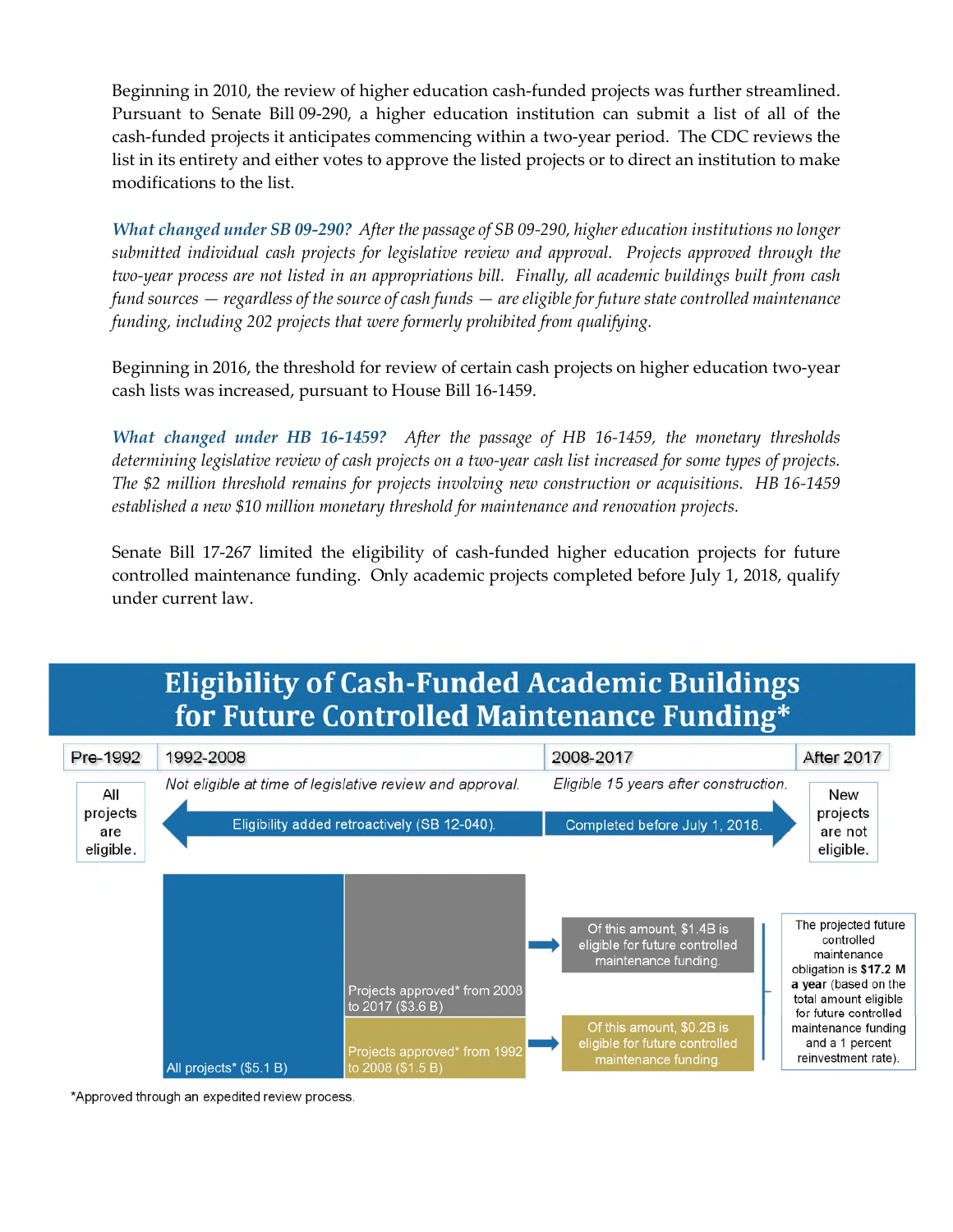Beginning in 2010, the review of higher education cash-funded projects was further streamlined. Pursuant to Senate Bill 09-290, a higher education institution can submit a list of all of the cash-funded projects it anticipates commencing within a two-year period. The CDC reviews the list in its entirety and either votes to approve the listed projects or to direct an institution to make modifications to the list.

***What changed under SB 09-290?*** *After the passage of SB 09-290, higher education institutions no longer submitted individual cash projects for legislative review and approval. Projects approved through the two-year process are not listed in an appropriations bill. Finally, all academic buildings built from cash fund sources — regardless of the source of cash funds — are eligible for future state controlled maintenance funding, including 202 projects that were formerly prohibited from qualifying.*

Beginning in 2016, the threshold for review of certain cash projects on higher education two-year cash lists was increased, pursuant to House Bill 16-1459.

***What changed under HB 16-1459?*** *After the passage of HB 16-1459, the monetary thresholds determining legislative review of cash projects on a two-year cash list increased for some types of projects. The $2 million threshold remains for projects involving new construction or acquisitions. HB 16-1459 established a new $10 million monetary threshold for maintenance and renovation projects.*

Senate Bill 17-267 limited the eligibility of cash-funded higher education projects for future controlled maintenance funding. Only academic projects completed before July 1, 2018, qualify under current law.

## Eligibility of Cash-Funded Academic Buildings for Future Controlled Maintenance Funding*

Pre-1992

All projects are eligible.

1992-2008

*Not eligible at time of legislative review and approval.*

Eligibility added retroactively (SB 12-040).

2008-2017

*Eligible 15 years after construction.*

Completed before July 1, 2018.

After 2017

New projects are not eligible.

All projects* ($5.1 B)

Projects approved* from 2008 to 2017 ($3.6 B)

Projects approved* from 1992 to 2008 ($1.5 B)

Of this amount, $1.4B is eligible for future controlled maintenance funding.

Of this amount, $0.2B is eligible for future controlled maintenance funding.

The projected future controlled maintenance obligation is **$17.2 M a year** (based on the total amount eligible for future controlled maintenance funding and a 1 percent reinvestment rate).

*Approved through an expedited review process.